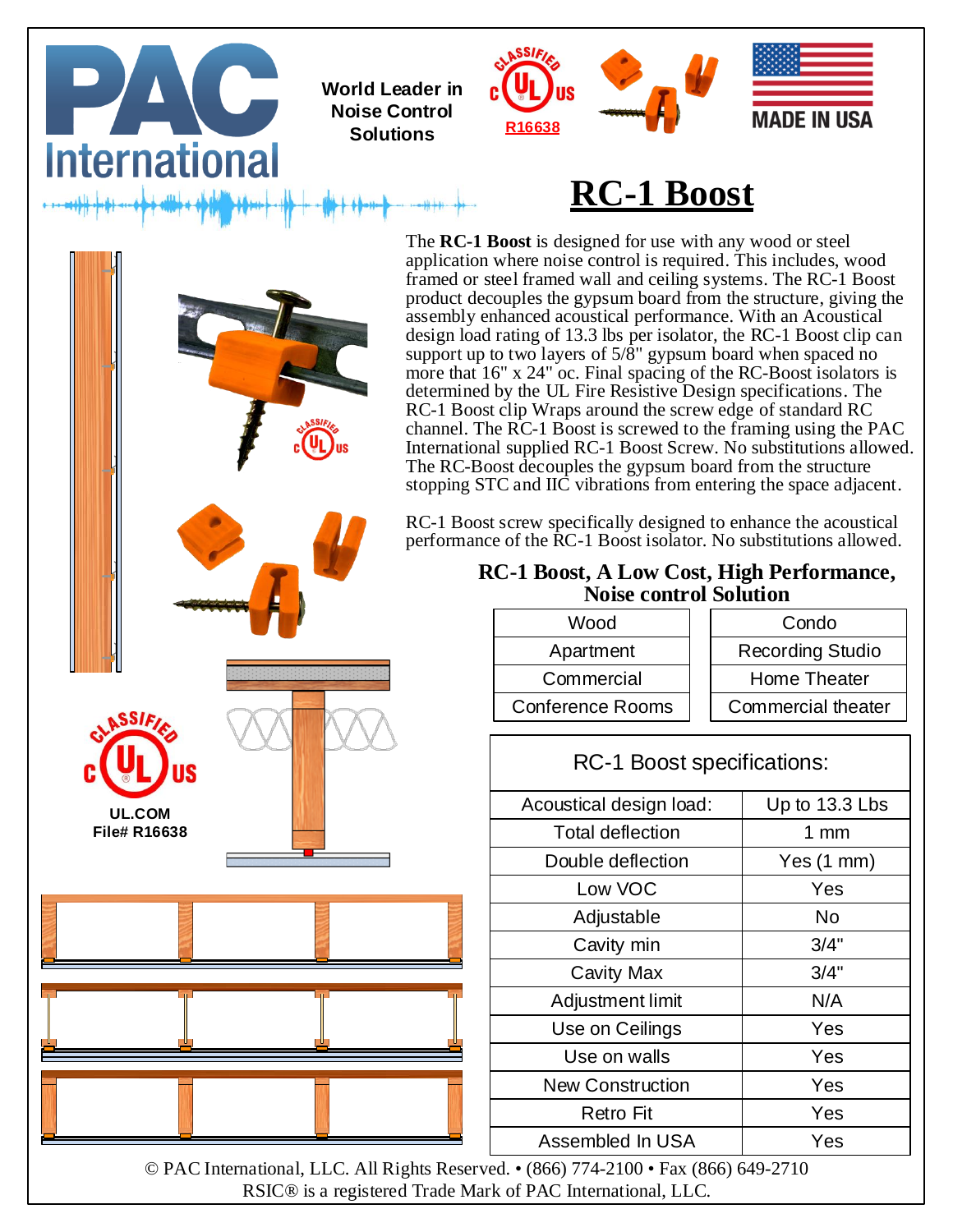PAC International

World Leader in Noise Control Solutions

R16638

MADE IN USA

# RC-1 Boost

The **RC-1 Boost** is designed for use with any wood or steel application where noise control is required. This includes, wood framed or steel framed wall and ceiling systems. The RC-1 Boost product decouples the gypsum board from the structure, giving the assembly enhanced acoustical performance. With an Acoustical design load rating of 13.3 lbs per isolator, the RC-1 Boost clip can support up to two layers of 5/8" gypsum board when spaced no more that 16" x 24" oc. Final spacing of the RC-Boost isolators is determined by the UL Fire Resistive Design specifications. The RC-1 Boost clip Wraps around the screw edge of standard RC channel. The RC-1 Boost is screwed to the framing using the PAC International supplied RC-1 Boost Screw. No substitutions allowed. The RC-Boost decouples the gypsum board from the structure stopping STC and IIC vibrations from entering the space adjacent.

RC-1 Boost screw specifically designed to enhance the acoustical performance of the RC-1 Boost isolator. No substitutions allowed.

UL.COM
File# R16638

## RC-1 Boost, A Low Cost, High Performance, Noise control Solution

| | |
|---|---|
| Wood | Condo |
| Apartment | Recording Studio |
| Commercial | Home Theater |
| Conference Rooms | Commercial theater |

| RC-1 Boost specifications: | |
|---|---|
| Acoustical design load: | Up to 13.3 Lbs |
| Total deflection | 1 mm |
| Double deflection | Yes (1 mm) |
| Low VOC | Yes |
| Adjustable | No |
| Cavity min | 3/4" |
| Cavity Max | 3/4" |
| Adjustment limit | N/A |
| Use on Ceilings | Yes |
| Use on walls | Yes |
| New Construction | Yes |
| Retro Fit | Yes |
| Assembled In USA | Yes |

© PAC International, LLC. All Rights Reserved. • (866) 774-2100 • Fax (866) 649-2710
RSIC® is a registered Trade Mark of PAC International, LLC.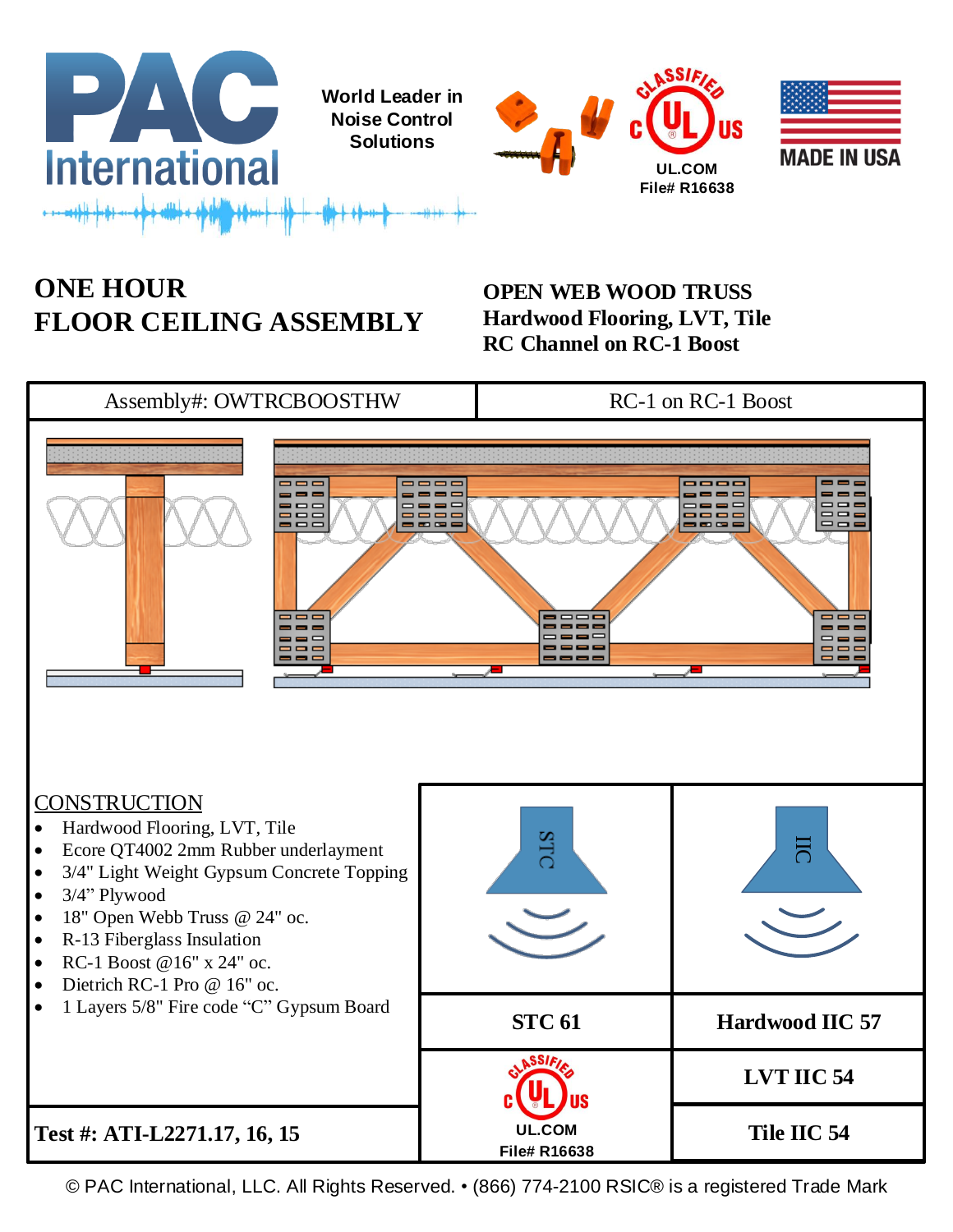PAC International

World Leader in Noise Control Solutions

UL.COM
File# R16638

MADE IN USA

# ONE HOUR FLOOR CEILING ASSEMBLY

**OPEN WEB WOOD TRUSS**
**Hardwood Flooring, LVT, Tile**
**RC Channel on RC-1 Boost**

| Assembly#: OWTRCBOOSTHW | RC-1 on RC-1 Boost |
|---|---|

## CONSTRUCTION

- Hardwood Flooring, LVT, Tile
- Ecore QT4002 2mm Rubber underlayment
- 3/4" Light Weight Gypsum Concrete Topping
- 3/4" Plywood
- 18" Open Webb Truss @ 24" oc.
- R-13 Fiberglass Insulation
- RC-1 Boost @16" x 24" oc.
- Dietrich RC-1 Pro @ 16" oc.
- 1 Layers 5/8" Fire code "C" Gypsum Board

| STC | IIC |
|---|---|
| **STC 61** | **Hardwood IIC 57** |
| UL.COM File# R16638 | **LVT IIC 54** |
| | **Tile IIC 54** |

**Test #: ATI-L2271.17, 16, 15**

© PAC International, LLC. All Rights Reserved. • (866) 774-2100 RSIC® is a registered Trade Mark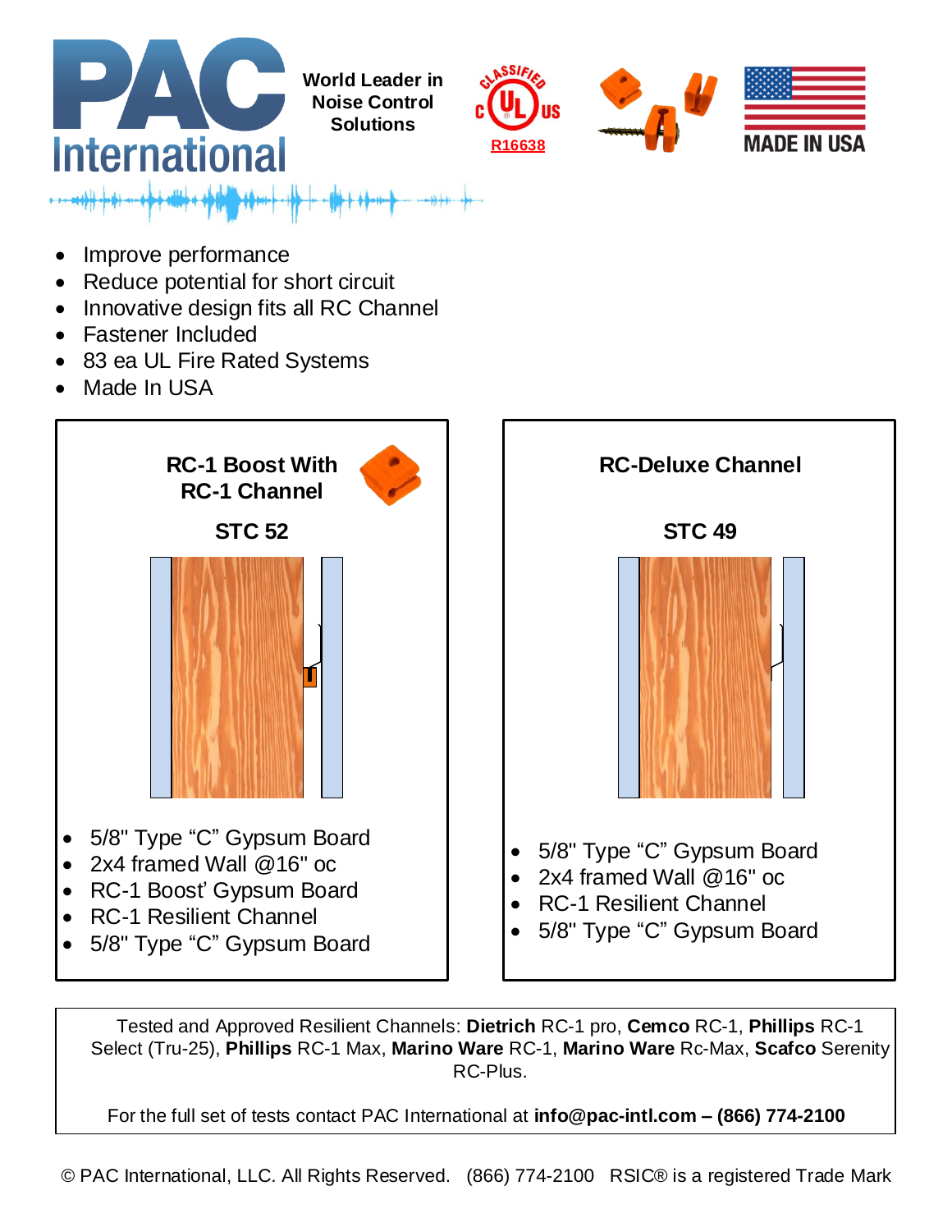**World Leader in Noise Control Solutions**

R16638

MADE IN USA

- Improve performance
- Reduce potential for short circuit
- Innovative design fits all RC Channel
- Fastener Included
- 83 ea UL Fire Rated Systems
- Made In USA

### RC-1 Boost With RC-1 Channel

**STC 52**

- 5/8" Type “C” Gypsum Board
- 2x4 framed Wall @16" oc
- RC-1 Boost' Gypsum Board
- RC-1 Resilient Channel
- 5/8" Type “C” Gypsum Board

### RC-Deluxe Channel

**STC 49**

- 5/8" Type “C” Gypsum Board
- 2x4 framed Wall @16" oc
- RC-1 Resilient Channel
- 5/8" Type “C” Gypsum Board

Tested and Approved Resilient Channels: **Dietrich** RC-1 pro, **Cemco** RC-1, **Phillips** RC-1 Select (Tru-25), **Phillips** RC-1 Max, **Marino Ware** RC-1, **Marino Ware** Rc-Max, **Scafco** Serenity RC-Plus.

For the full set of tests contact PAC International at **info@pac-intl.com – (866) 774-2100**

© PAC International, LLC. All Rights Reserved. (866) 774-2100 RSIC® is a registered Trade Mark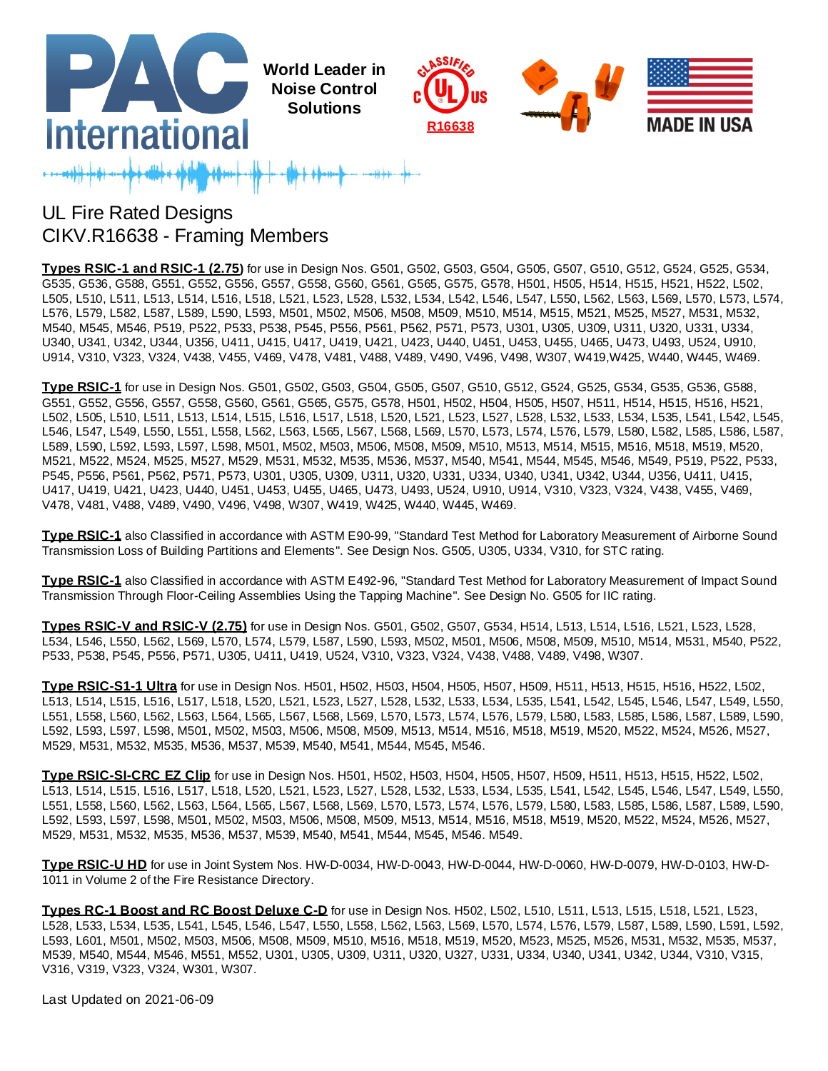**PAC International** — World Leader in Noise Control Solutions

CLASSIFIED c UL US R16638

MADE IN USA

# UL Fire Rated Designs
## CIKV.R16638 - Framing Members

**Types RSIC-1 and RSIC-1 (2.75)** for use in Design Nos. G501, G502, G503, G504, G505, G507, G510, G512, G524, G525, G534, G535, G536, G588, G551, G552, G556, G557, G558, G560, G561, G565, G575, G578, H501, H505, H514, H515, H521, H522, L502, L505, L510, L511, L513, L514, L516, L518, L521, L523, L528, L532, L534, L542, L546, L547, L550, L562, L563, L569, L570, L573, L574, L576, L579, L582, L587, L589, L590, L593, M501, M502, M506, M508, M509, M510, M514, M515, M521, M525, M527, M531, M532, M540, M545, M546, P519, P522, P533, P538, P545, P556, P561, P562, P571, P573, U301, U305, U309, U311, U320, U331, U334, U340, U341, U342, U344, U356, U411, U415, U417, U419, U421, U423, U440, U451, U453, U455, U465, U473, U493, U524, U910, U914, V310, V323, V324, V438, V455, V469, V478, V481, V488, V489, V490, V496, V498, W307, W419,W425, W440, W445, W469.

**Type RSIC-1** for use in Design Nos. G501, G502, G503, G504, G505, G507, G510, G512, G524, G525, G534, G535, G536, G588, G551, G552, G556, G557, G558, G560, G561, G565, G575, G578, H501, H502, H504, H505, H507, H511, H514, H515, H516, H521, L502, L505, L510, L511, L513, L514, L515, L516, L517, L518, L520, L521, L523, L527, L528, L532, L533, L534, L535, L541, L542, L545, L546, L547, L549, L550, L551, L558, L562, L563, L565, L567, L568, L569, L570, L573, L574, L576, L579, L580, L582, L585, L586, L587, L589, L590, L592, L593, L597, L598, M501, M502, M503, M506, M508, M509, M510, M513, M514, M515, M516, M518, M519, M520, M521, M522, M524, M525, M527, M529, M531, M532, M535, M536, M537, M540, M541, M544, M545, M546, M549, P519, P522, P533, P545, P556, P561, P562, P571, P573, U301, U305, U309, U311, U320, U331, U334, U340, U341, U342, U344, U356, U411, U415, U417, U419, U421, U423, U440, U451, U453, U455, U465, U473, U493, U524, U910, U914, V310, V323, V324, V438, V455, V469, V478, V481, V488, V489, V490, V496, V498, W307, W419, W425, W440, W445, W469.

**Type RSIC-1** also Classified in accordance with ASTM E90-99, "Standard Test Method for Laboratory Measurement of Airborne Sound Transmission Loss of Building Partitions and Elements". See Design Nos. G505, U305, U334, V310, for STC rating.

**Type RSIC-1** also Classified in accordance with ASTM E492-96, "Standard Test Method for Laboratory Measurement of Impact Sound Transmission Through Floor-Ceiling Assemblies Using the Tapping Machine". See Design No. G505 for IIC rating.

**Types RSIC-V and RSIC-V (2.75)** for use in Design Nos. G501, G502, G507, G534, H514, L513, L514, L516, L521, L523, L528, L534, L546, L550, L562, L569, L570, L574, L579, L587, L590, L593, M502, M501, M506, M508, M509, M510, M514, M531, M540, P522, P533, P538, P545, P556, P571, U305, U411, U419, U524, V310, V323, V324, V438, V488, V489, V498, W307.

**Type RSIC-S1-1 Ultra** for use in Design Nos. H501, H502, H503, H504, H505, H507, H509, H511, H513, H515, H516, H522, L502, L513, L514, L515, L516, L517, L518, L520, L521, L523, L527, L528, L532, L533, L534, L535, L541, L542, L545, L546, L547, L549, L550, L551, L558, L560, L562, L563, L564, L565, L567, L568, L569, L570, L573, L574, L576, L579, L580, L583, L585, L586, L587, L589, L590, L592, L593, L597, L598, M501, M502, M503, M506, M508, M509, M513, M514, M516, M518, M519, M520, M522, M524, M526, M527, M529, M531, M532, M535, M536, M537, M539, M540, M541, M544, M545, M546.

**Type RSIC-SI-CRC EZ Clip** for use in Design Nos. H501, H502, H503, H504, H505, H507, H509, H511, H513, H515, H522, L502, L513, L514, L515, L516, L517, L518, L520, L521, L523, L527, L528, L532, L533, L534, L535, L541, L542, L545, L546, L547, L549, L550, L551, L558, L560, L562, L563, L564, L565, L567, L568, L569, L570, L573, L574, L576, L579, L580, L583, L585, L586, L587, L589, L590, L592, L593, L597, L598, M501, M502, M503, M506, M508, M509, M513, M514, M516, M518, M519, M520, M522, M524, M526, M527, M529, M531, M532, M535, M536, M537, M539, M540, M541, M544, M545, M546. M549.

**Type RSIC-U HD** for use in Joint System Nos. HW-D-0034, HW-D-0043, HW-D-0044, HW-D-0060, HW-D-0079, HW-D-0103, HW-D-1011 in Volume 2 of the Fire Resistance Directory.

**Types RC-1 Boost and RC Boost Deluxe C-D** for use in Design Nos. H502, L502, L510, L511, L513, L515, L518, L521, L523, L528, L533, L534, L535, L541, L545, L546, L547, L550, L558, L562, L563, L569, L570, L574, L576, L579, L587, L589, L590, L591, L592, L593, L601, M501, M502, M503, M506, M508, M509, M510, M516, M518, M519, M520, M523, M525, M526, M531, M532, M535, M537, M539, M540, M544, M546, M551, M552, U301, U305, U309, U311, U320, U327, U331, U334, U340, U341, U342, U344, V310, V315, V316, V319, V323, V324, W301, W307.

Last Updated on 2021-06-09